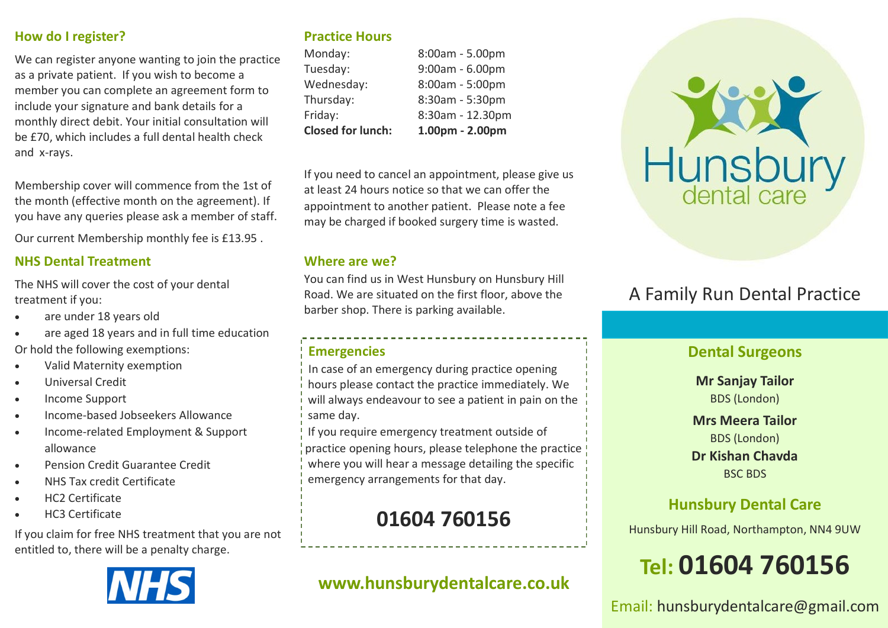## How do I register?

We can register anyone wanting to join the practice as a private patient. If you wish to become a member you can complete an agreement form to include your signature and bank details for a monthly direct debit. Your initial consultation will be £70, which includes a full dental health check and x-rays.

Membership cover will commence from the 1st of the month (effective month on the agreement). If you have any queries please ask a member of staff.

Our current Membership monthly fee is £13.95 .

## NHS Dental Treatment

The NHS will cover the cost of your dental treatment if you:

- are under 18 years old
- are aged 18 years and in full time education

Or hold the following exemptions:

- Valid Maternity exemption
- Universal Credit
- Income Support
- Income-based Jobseekers Allowance
- Income-related Employment & Support allowance
- Pension Credit Guarantee Credit
- NHS Tax credit Certificate
- HC2 Certificate
- HC3 Certificate

If you claim for free NHS treatment that you are not entitled to, there will be a penalty charge.

NHS

## Practice Hours

| | |
|---|---|
| Monday: | 8:00am - 5.00pm |
| Tuesday: | 9:00am - 6.00pm |
| Wednesday: | 8:00am - 5:00pm |
| Thursday: | 8:30am - 5:30pm |
| Friday: | 8:30am - 12.30pm |
| **Closed for lunch:** | **1.00pm - 2.00pm** |

If you need to cancel an appointment, please give us at least 24 hours notice so that we can offer the appointment to another patient. Please note a fee may be charged if booked surgery time is wasted.

## Where are we?

You can find us in West Hunsbury on Hunsbury Hill Road. We are situated on the first floor, above the barber shop. There is parking available.

## Emergencies

In case of an emergency during practice opening hours please contact the practice immediately. We will always endeavour to see a patient in pain on the same day.

If you require emergency treatment outside of practice opening hours, please telephone the practice where you will hear a message detailing the specific emergency arrangements for that day.

**01604 760156**

**www.hunsburydentalcare.co.uk**

# Hunsbury dental care

A Family Run Dental Practice

## Dental Surgeons

**Mr Sanjay Tailor**
BDS (London)

**Mrs Meera Tailor**
BDS (London)

**Dr Kishan Chavda**
BSC BDS

## Hunsbury Dental Care

Hunsbury Hill Road, Northampton, NN4 9UW

**Tel: 01604 760156**

Email: hunsburydentalcare@gmail.com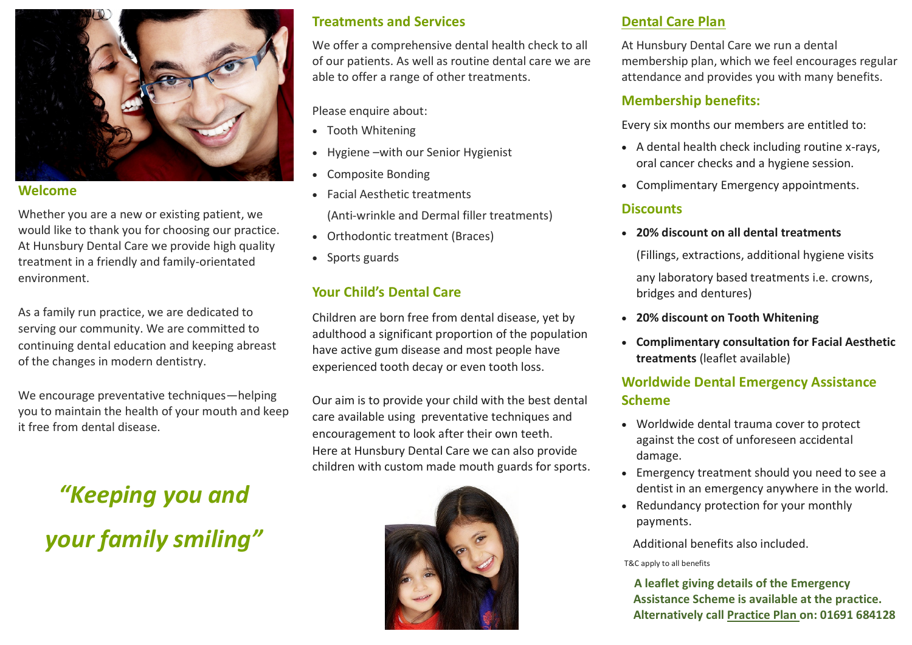## Welcome

Whether you are a new or existing patient, we would like to thank you for choosing our practice. At Hunsbury Dental Care we provide high quality treatment in a friendly and family-orientated environment.

As a family run practice, we are dedicated to serving our community. We are committed to continuing dental education and keeping abreast of the changes in modern dentistry.

We encourage preventative techniques—helping you to maintain the health of your mouth and keep it free from dental disease.

*"Keeping you and your family smiling"*

## Treatments and Services

We offer a comprehensive dental health check to all of our patients. As well as routine dental care we are able to offer a range of other treatments.

Please enquire about:

- Tooth Whitening
- Hygiene –with our Senior Hygienist
- Composite Bonding
- Facial Aesthetic treatments (Anti-wrinkle and Dermal filler treatments)
- Orthodontic treatment (Braces)
- Sports guards

## Your Child's Dental Care

Children are born free from dental disease, yet by adulthood a significant proportion of the population have active gum disease and most people have experienced tooth decay or even tooth loss.

Our aim is to provide your child with the best dental care available using preventative techniques and encouragement to look after their own teeth. Here at Hunsbury Dental Care we can also provide children with custom made mouth guards for sports.

## Dental Care Plan

At Hunsbury Dental Care we run a dental membership plan, which we feel encourages regular attendance and provides you with many benefits.

### Membership benefits:

Every six months our members are entitled to:

- A dental health check including routine x-rays, oral cancer checks and a hygiene session.
- Complimentary Emergency appointments.

### Discounts

- **20% discount on all dental treatments**

  (Fillings, extractions, additional hygiene visits

  any laboratory based treatments i.e. crowns, bridges and dentures)
- **20% discount on Tooth Whitening**
- **Complimentary consultation for Facial Aesthetic treatments** (leaflet available)

### Worldwide Dental Emergency Assistance Scheme

- Worldwide dental trauma cover to protect against the cost of unforeseen accidental damage.
- Emergency treatment should you need to see a dentist in an emergency anywhere in the world.
- Redundancy protection for your monthly payments.

Additional benefits also included.

T&C apply to all benefits

**A leaflet giving details of the Emergency Assistance Scheme is available at the practice. Alternatively call Practice Plan on: 01691 684128**